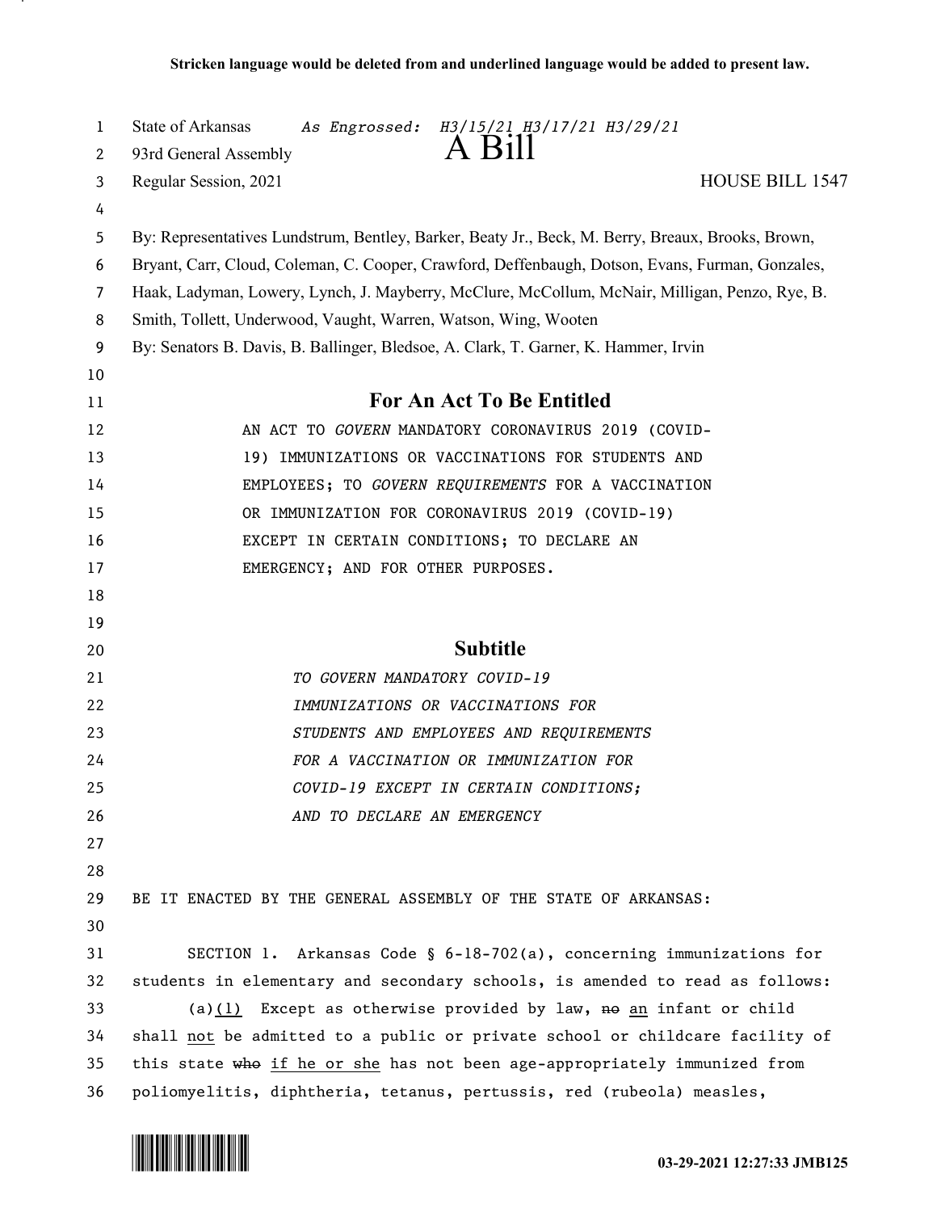**Stricken language would be deleted from and underlined language would be added to present law.**

State of Arkansas *As Engrossed: H3/15/21 H3/17/21 H3/29/21*

93rd General Assembly

# A Bill

Regular Session, 2021 HOUSE BILL 1547

By: Representatives Lundstrum, Bentley, Barker, Beaty Jr., Beck, M. Berry, Breaux, Brooks, Brown, Bryant, Carr, Cloud, Coleman, C. Cooper, Crawford, Deffenbaugh, Dotson, Evans, Furman, Gonzales, Haak, Ladyman, Lowery, Lynch, J. Mayberry, McClure, McCollum, McNair, Milligan, Penzo, Rye, B. Smith, Tollett, Underwood, Vaught, Warren, Watson, Wing, Wooten

By: Senators B. Davis, B. Ballinger, Bledsoe, A. Clark, T. Garner, K. Hammer, Irvin

## For An Act To Be Entitled

AN ACT TO *GOVERN* MANDATORY CORONAVIRUS 2019 (COVID-19) IMMUNIZATIONS OR VACCINATIONS FOR STUDENTS AND EMPLOYEES; TO *GOVERN REQUIREMENTS* FOR A VACCINATION OR IMMUNIZATION FOR CORONAVIRUS 2019 (COVID-19) EXCEPT IN CERTAIN CONDITIONS; TO DECLARE AN EMERGENCY; AND FOR OTHER PURPOSES.

## Subtitle

*TO GOVERN MANDATORY COVID-19 IMMUNIZATIONS OR VACCINATIONS FOR STUDENTS AND EMPLOYEES AND REQUIREMENTS FOR A VACCINATION OR IMMUNIZATION FOR COVID-19 EXCEPT IN CERTAIN CONDITIONS; AND TO DECLARE AN EMERGENCY*

BE IT ENACTED BY THE GENERAL ASSEMBLY OF THE STATE OF ARKANSAS:

SECTION 1. Arkansas Code § 6-18-702(a), concerning immunizations for students in elementary and secondary schools, is amended to read as follows:

(a)<u>(1)</u> Except as otherwise provided by law, ~~no~~ <u>an</u> infant or child shall <u>not</u> be admitted to a public or private school or childcare facility of this state ~~who~~ <u>if he or she</u> has not been age-appropriately immunized from poliomyelitis, diphtheria, tetanus, pertussis, red (rubeola) measles,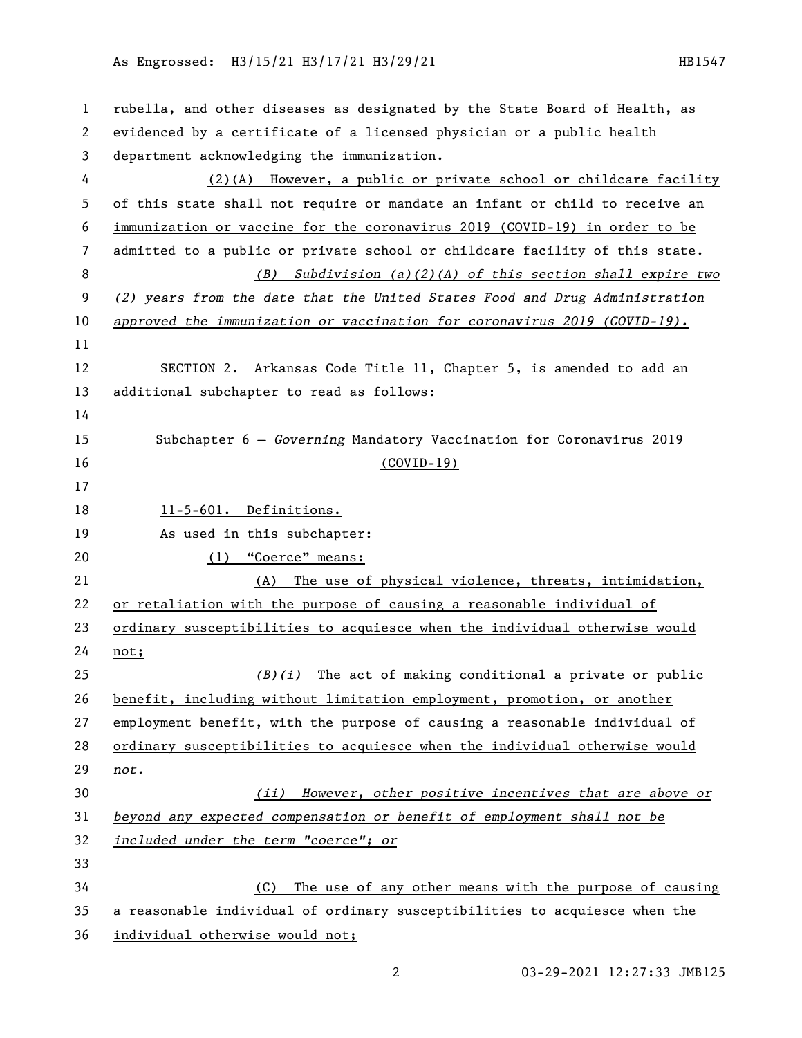rubella, and other diseases as designated by the State Board of Health, as evidenced by a certificate of a licensed physician or a public health department acknowledging the immunization.

(2)(A) However, a public or private school or childcare facility of this state shall not require or mandate an infant or child to receive an immunization or vaccine for the coronavirus 2019 (COVID-19) in order to be admitted to a public or private school or childcare facility of this state.

*(B) Subdivision (a)(2)(A) of this section shall expire two (2) years from the date that the United States Food and Drug Administration approved the immunization or vaccination for coronavirus 2019 (COVID-19).*

SECTION 2. Arkansas Code Title 11, Chapter 5, is amended to add an additional subchapter to read as follows:

## Subchapter 6 — *Governing* Mandatory Vaccination for Coronavirus 2019 (COVID-19)

11-5-601. Definitions.

As used in this subchapter:

(1) "Coerce" means:

(A) The use of physical violence, threats, intimidation, or retaliation with the purpose of causing a reasonable individual of ordinary susceptibilities to acquiesce when the individual otherwise would not;

*(B)(i)* The act of making conditional a private or public benefit, including without limitation employment, promotion, or another employment benefit, with the purpose of causing a reasonable individual of ordinary susceptibilities to acquiesce when the individual otherwise would *not.*

*(ii) However, other positive incentives that are above or beyond any expected compensation or benefit of employment shall not be included under the term "coerce"; or*

(C) The use of any other means with the purpose of causing a reasonable individual of ordinary susceptibilities to acquiesce when the individual otherwise would not;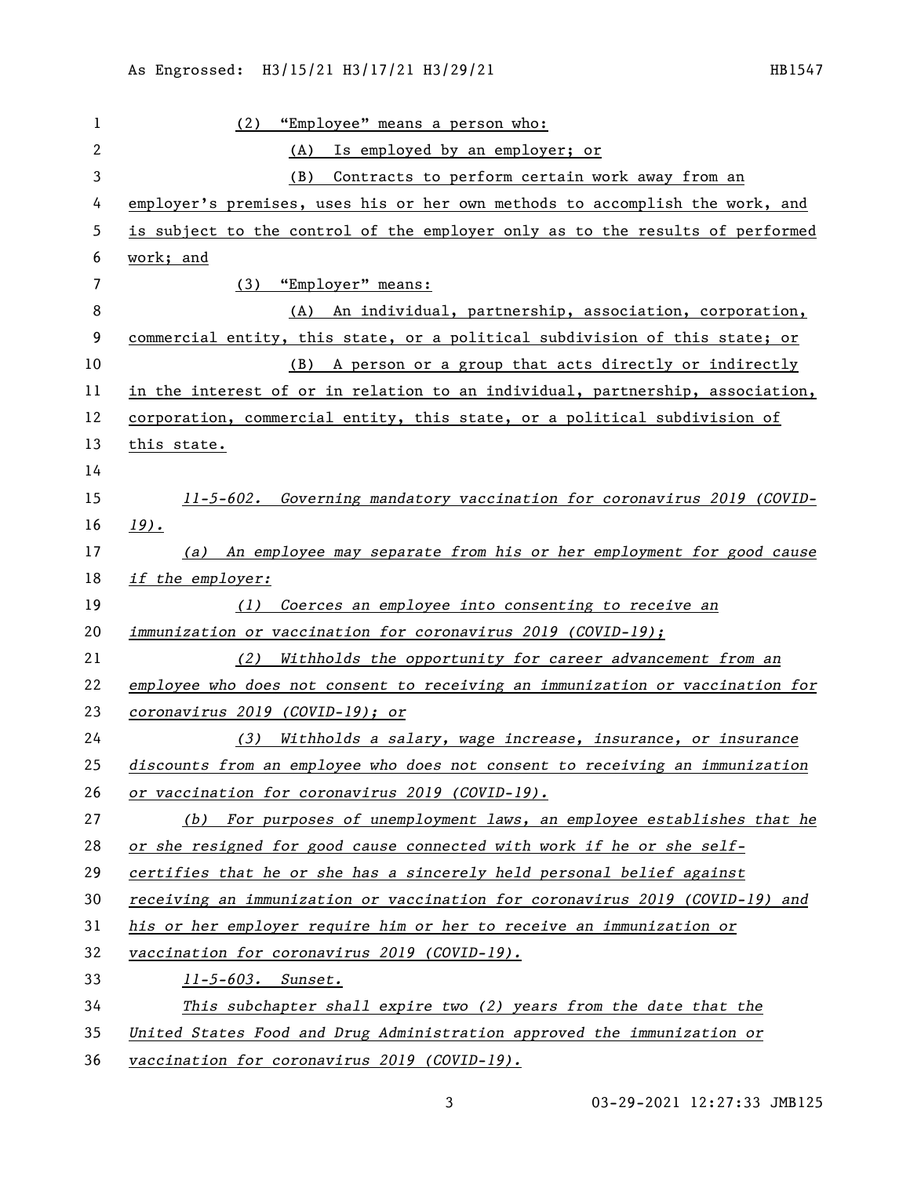(2) "Employee" means a person who:

(A) Is employed by an employer; or

(B) Contracts to perform certain work away from an employer's premises, uses his or her own methods to accomplish the work, and is subject to the control of the employer only as to the results of performed work; and

(3) "Employer" means:

(A) An individual, partnership, association, corporation, commercial entity, this state, or a political subdivision of this state; or

(B) A person or a group that acts directly or indirectly in the interest of or in relation to an individual, partnership, association, corporation, commercial entity, this state, or a political subdivision of this state.

*11-5-602. Governing mandatory vaccination for coronavirus 2019 (COVID-19).*

*(a) An employee may separate from his or her employment for good cause if the employer:*

*(1) Coerces an employee into consenting to receive an immunization or vaccination for coronavirus 2019 (COVID-19);*

*(2) Withholds the opportunity for career advancement from an employee who does not consent to receiving an immunization or vaccination for coronavirus 2019 (COVID-19); or*

*(3) Withholds a salary, wage increase, insurance, or insurance discounts from an employee who does not consent to receiving an immunization or vaccination for coronavirus 2019 (COVID-19).*

*(b) For purposes of unemployment laws, an employee establishes that he or she resigned for good cause connected with work if he or she self-certifies that he or she has a sincerely held personal belief against receiving an immunization or vaccination for coronavirus 2019 (COVID-19) and his or her employer require him or her to receive an immunization or vaccination for coronavirus 2019 (COVID-19).*

*11-5-603. Sunset.*

*This subchapter shall expire two (2) years from the date that the United States Food and Drug Administration approved the immunization or vaccination for coronavirus 2019 (COVID-19).*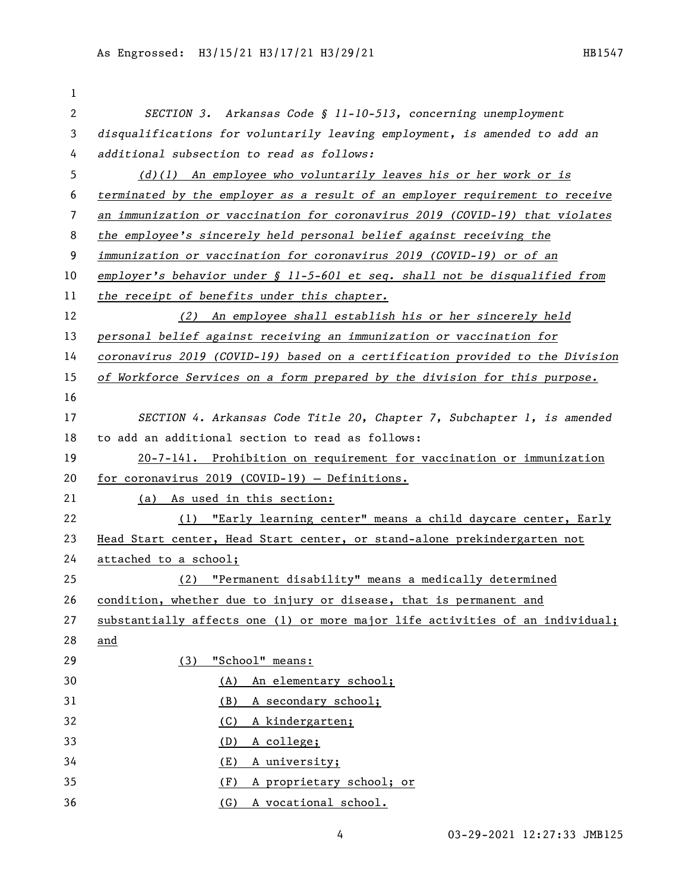*SECTION 3. Arkansas Code § 11-10-513, concerning unemployment disqualifications for voluntarily leaving employment, is amended to add an additional subsection to read as follows:*

*(d)(1) An employee who voluntarily leaves his or her work or is terminated by the employer as a result of an employer requirement to receive an immunization or vaccination for coronavirus 2019 (COVID-19) that violates the employee's sincerely held personal belief against receiving the immunization or vaccination for coronavirus 2019 (COVID-19) or of an employer's behavior under § 11-5-601 et seq. shall not be disqualified from the receipt of benefits under this chapter.*

*(2) An employee shall establish his or her sincerely held personal belief against receiving an immunization or vaccination for coronavirus 2019 (COVID-19) based on a certification provided to the Division of Workforce Services on a form prepared by the division for this purpose.*

*SECTION 4. Arkansas Code Title 20, Chapter 7, Subchapter 1, is amended* to add an additional section to read as follows:

20-7-141. Prohibition on requirement for vaccination or immunization for coronavirus 2019 (COVID-19) — Definitions.

(a) As used in this section:

(1) "Early learning center" means a child daycare center, Early Head Start center, Head Start center, or stand-alone prekindergarten not attached to a school;

(2) "Permanent disability" means a medically determined condition, whether due to injury or disease, that is permanent and substantially affects one (1) or more major life activities of an individual; and

(3) "School" means:

(A) An elementary school;

(B) A secondary school;

(C) A kindergarten;

(D) A college;

(E) A university;

(F) A proprietary school; or

(G) A vocational school.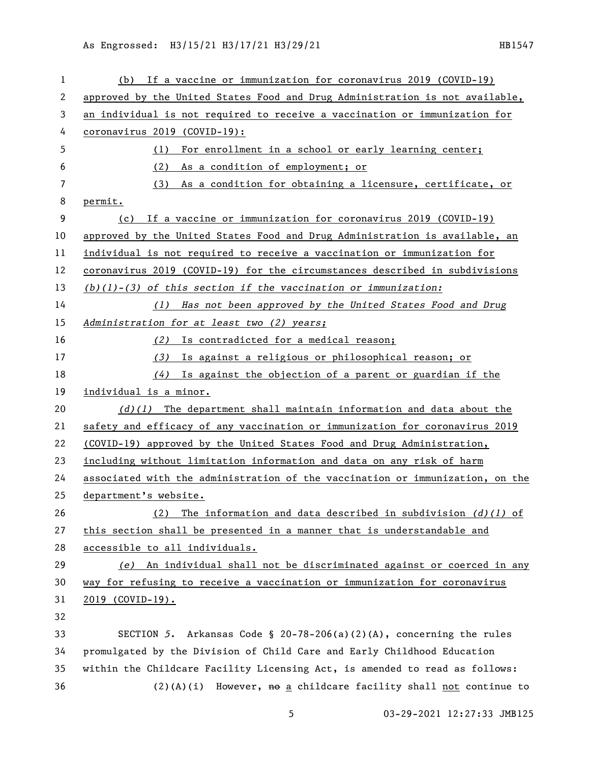(b) If a vaccine or immunization for coronavirus 2019 (COVID-19) approved by the United States Food and Drug Administration is not available, an individual is not required to receive a vaccination or immunization for coronavirus 2019 (COVID-19):

(1) For enrollment in a school or early learning center;

(2) As a condition of employment; or

(3) As a condition for obtaining a licensure, certificate, or permit.

(c) If a vaccine or immunization for coronavirus 2019 (COVID-19) approved by the United States Food and Drug Administration is available, an individual is not required to receive a vaccination or immunization for coronavirus 2019 (COVID-19) for the circumstances described in subdivisions *(b)(1)-(3) of this section if the vaccination or immunization:*

*(1) Has not been approved by the United States Food and Drug Administration for at least two (2) years;*

*(2)* Is contradicted for a medical reason;

*(3)* Is against a religious or philosophical reason; or

*(4)* Is against the objection of a parent or guardian if the individual is a minor.

*(d)(1)* The department shall maintain information and data about the safety and efficacy of any vaccination or immunization for coronavirus 2019 (COVID-19) approved by the United States Food and Drug Administration, including without limitation information and data on any risk of harm associated with the administration of the vaccination or immunization, on the department's website.

(2) The information and data described in subdivision *(d)(1)* of this section shall be presented in a manner that is understandable and accessible to all individuals.

*(e)* An individual shall not be discriminated against or coerced in any way for refusing to receive a vaccination or immunization for coronavirus 2019 (COVID-19).

SECTION *5*. Arkansas Code § 20-78-206(a)(2)(A), concerning the rules promulgated by the Division of Child Care and Early Childhood Education within the Childcare Facility Licensing Act, is amended to read as follows:

(2)(A)(i) However, ~~no~~ a childcare facility shall not continue to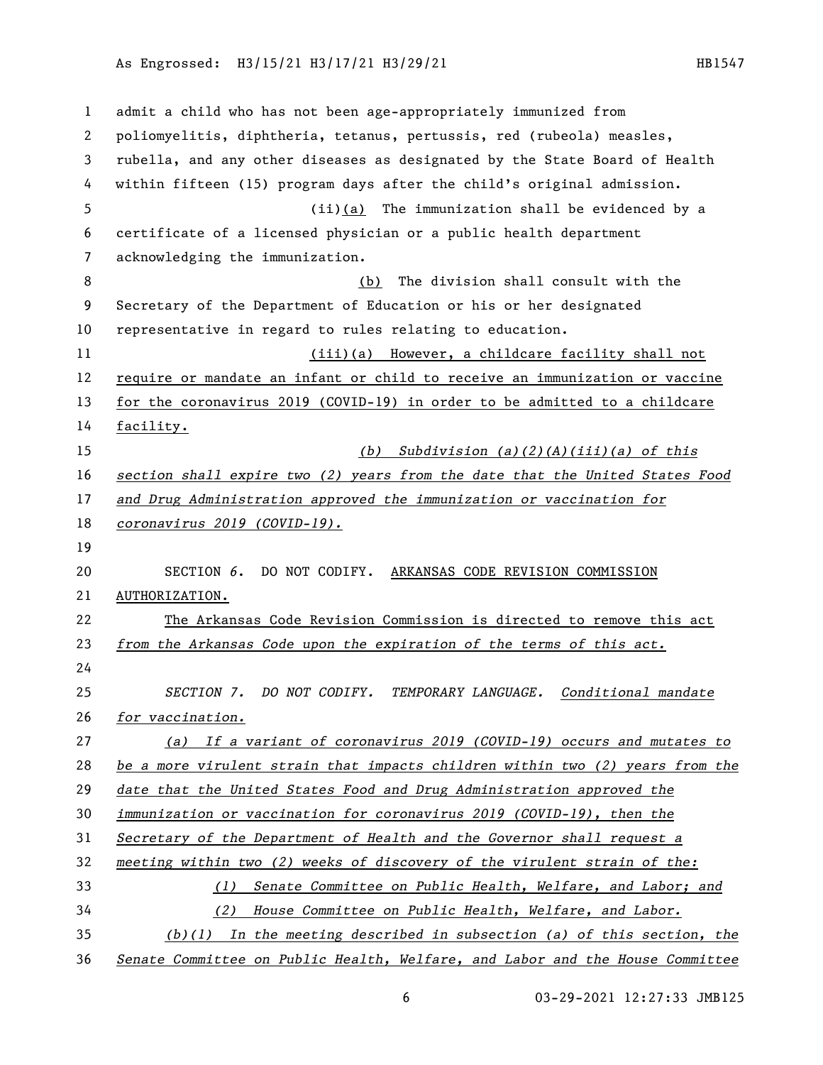admit a child who has not been age-appropriately immunized from poliomyelitis, diphtheria, tetanus, pertussis, red (rubeola) measles, rubella, and any other diseases as designated by the State Board of Health within fifteen (15) program days after the child's original admission.

(ii)(a) The immunization shall be evidenced by a certificate of a licensed physician or a public health department acknowledging the immunization.

(b) The division shall consult with the Secretary of the Department of Education or his or her designated representative in regard to rules relating to education.

(iii)(a) However, a childcare facility shall not require or mandate an infant or child to receive an immunization or vaccine for the coronavirus 2019 (COVID-19) in order to be admitted to a childcare facility.

*(b) Subdivision (a)(2)(A)(iii)(a) of this section shall expire two (2) years from the date that the United States Food and Drug Administration approved the immunization or vaccination for coronavirus 2019 (COVID-19).*

SECTION *6*. DO NOT CODIFY. ARKANSAS CODE REVISION COMMISSION AUTHORIZATION.

The Arkansas Code Revision Commission is directed to remove this act *from the Arkansas Code upon the expiration of the terms of this act.*

*SECTION 7. DO NOT CODIFY. TEMPORARY LANGUAGE. Conditional mandate for vaccination.*

*(a) If a variant of coronavirus 2019 (COVID-19) occurs and mutates to be a more virulent strain that impacts children within two (2) years from the date that the United States Food and Drug Administration approved the immunization or vaccination for coronavirus 2019 (COVID-19), then the Secretary of the Department of Health and the Governor shall request a meeting within two (2) weeks of discovery of the virulent strain of the:*

*(1) Senate Committee on Public Health, Welfare, and Labor; and*

*(2) House Committee on Public Health, Welfare, and Labor.*

*(b)(1) In the meeting described in subsection (a) of this section, the Senate Committee on Public Health, Welfare, and Labor and the House Committee*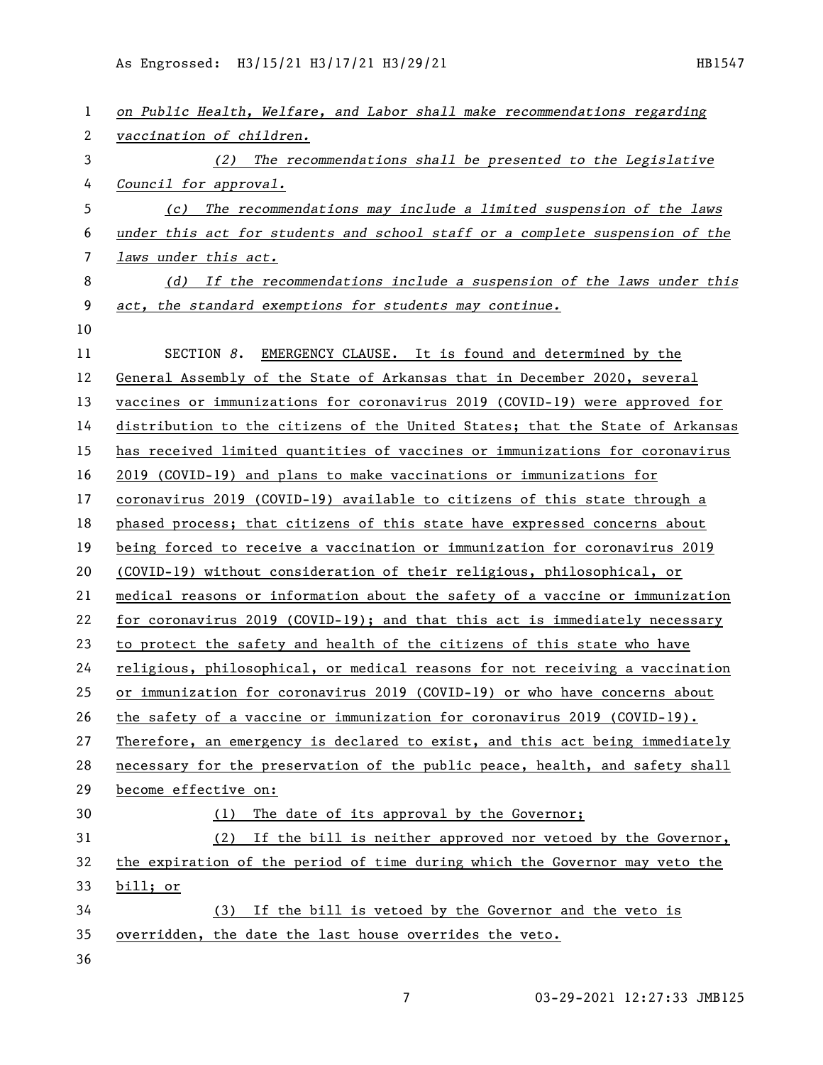*on Public Health, Welfare, and Labor shall make recommendations regarding vaccination of children.*

*(2) The recommendations shall be presented to the Legislative Council for approval.*

*(c) The recommendations may include a limited suspension of the laws under this act for students and school staff or a complete suspension of the laws under this act.*

*(d) If the recommendations include a suspension of the laws under this act, the standard exemptions for students may continue.*

SECTION *8*. EMERGENCY CLAUSE. It is found and determined by the General Assembly of the State of Arkansas that in December 2020, several vaccines or immunizations for coronavirus 2019 (COVID-19) were approved for distribution to the citizens of the United States; that the State of Arkansas has received limited quantities of vaccines or immunizations for coronavirus 2019 (COVID-19) and plans to make vaccinations or immunizations for coronavirus 2019 (COVID-19) available to citizens of this state through a phased process; that citizens of this state have expressed concerns about being forced to receive a vaccination or immunization for coronavirus 2019 (COVID-19) without consideration of their religious, philosophical, or medical reasons or information about the safety of a vaccine or immunization for coronavirus 2019 (COVID-19); and that this act is immediately necessary to protect the safety and health of the citizens of this state who have religious, philosophical, or medical reasons for not receiving a vaccination or immunization for coronavirus 2019 (COVID-19) or who have concerns about the safety of a vaccine or immunization for coronavirus 2019 (COVID-19). Therefore, an emergency is declared to exist, and this act being immediately necessary for the preservation of the public peace, health, and safety shall become effective on:

(1) The date of its approval by the Governor;

(2) If the bill is neither approved nor vetoed by the Governor, the expiration of the period of time during which the Governor may veto the bill; or

(3) If the bill is vetoed by the Governor and the veto is overridden, the date the last house overrides the veto.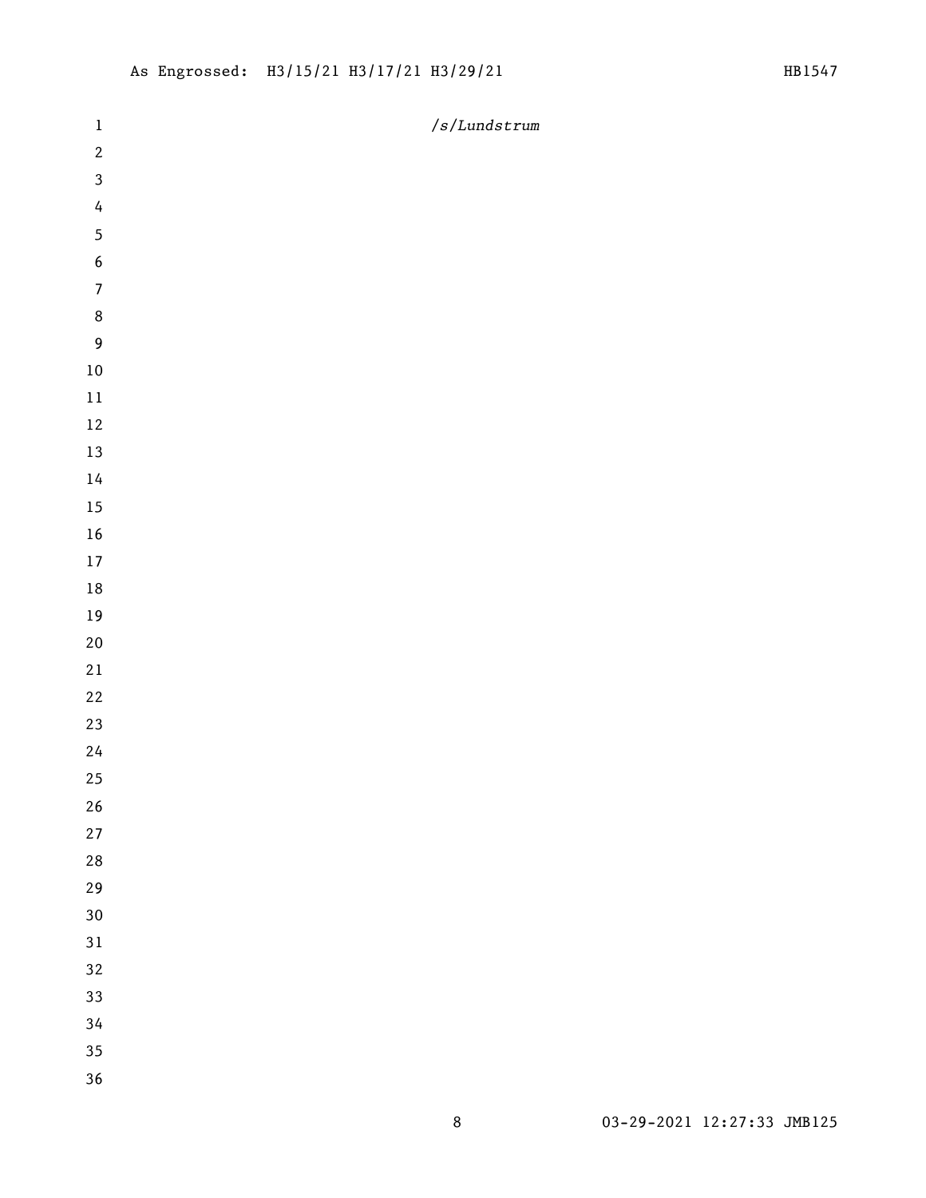*/s/Lundstrum*